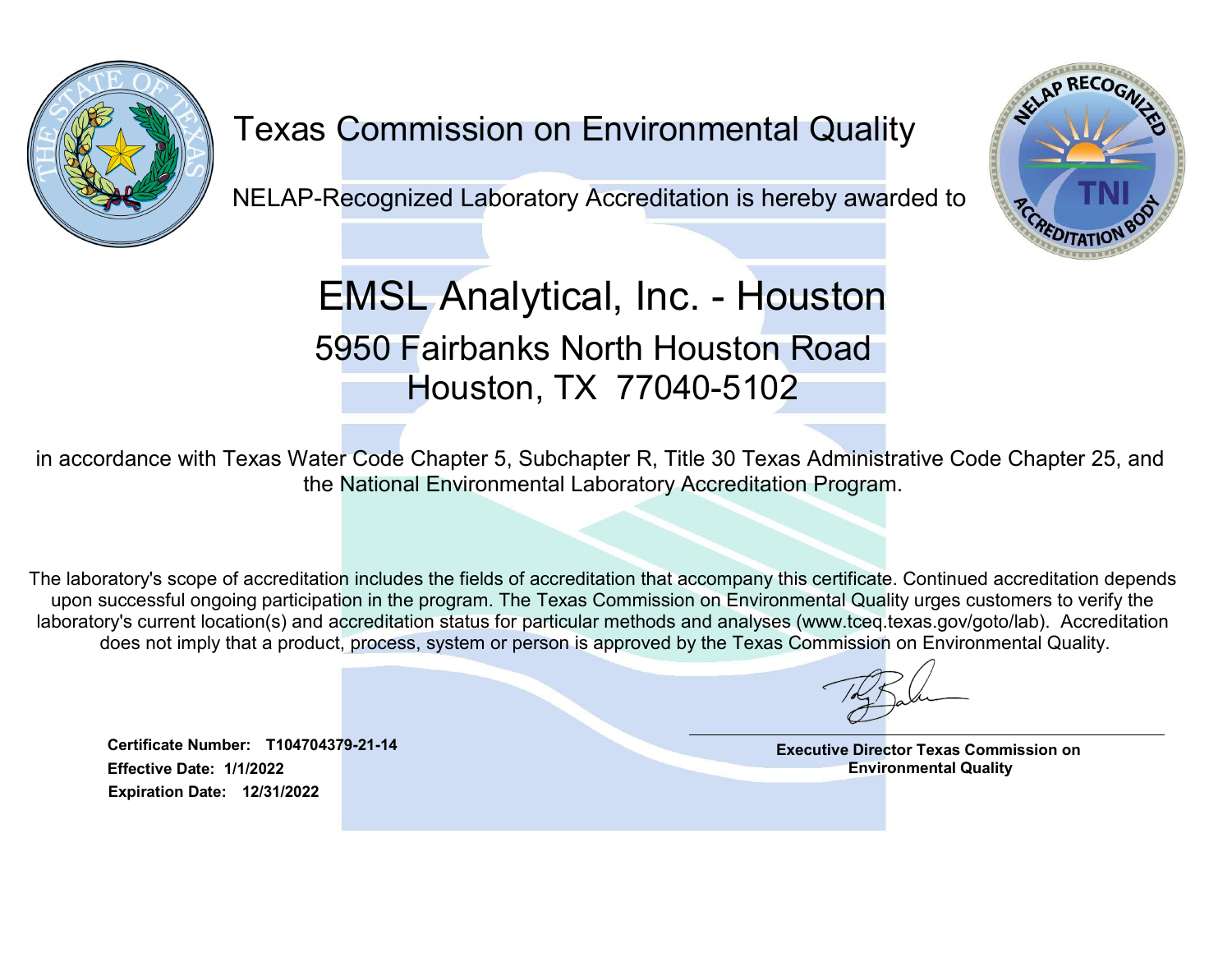# Texas Commission on Environmental Quality

NELAP-Recognized Laboratory Accreditation is hereby awarded to

## EMSL Analytical, Inc. - Houston

### 5950 Fairbanks North Houston Road
### Houston, TX 77040-5102

in accordance with Texas Water Code Chapter 5, Subchapter R, Title 30 Texas Administrative Code Chapter 25, and the National Environmental Laboratory Accreditation Program.

The laboratory's scope of accreditation includes the fields of accreditation that accompany this certificate. Continued accreditation depends upon successful ongoing participation in the program. The Texas Commission on Environmental Quality urges customers to verify the laboratory's current location(s) and accreditation status for particular methods and analyses (www.tceq.texas.gov/goto/lab). Accreditation does not imply that a product, process, system or person is approved by the Texas Commission on Environmental Quality.

**Certificate Number: T104704379-21-14**
**Effective Date: 1/1/2022**
**Expiration Date: 12/31/2022**

**Executive Director Texas Commission on Environmental Quality**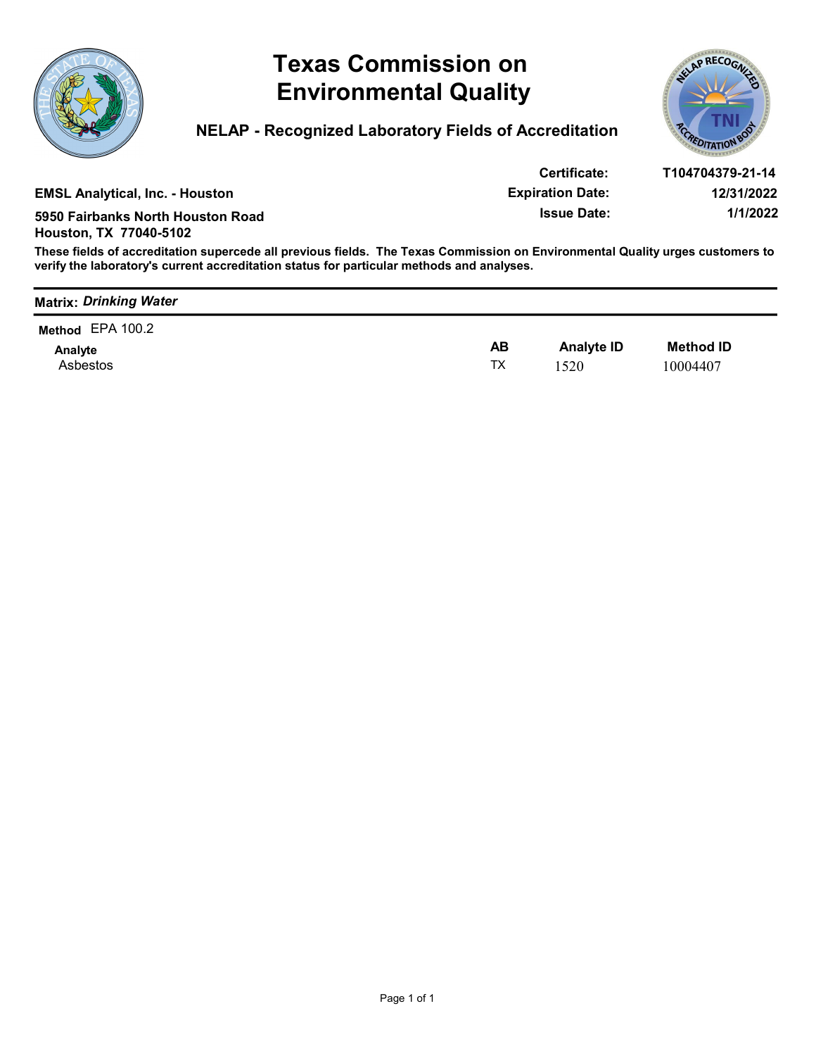# Texas Commission on Environmental Quality

## NELAP - Recognized Laboratory Fields of Accreditation

**EMSL Analytical, Inc. - Houston**

**5950 Fairbanks North Houston Road**
**Houston, TX 77040-5102**

| | |
|---|---|
| **Certificate:** | **T104704379-21-14** |
| **Expiration Date:** | **12/31/2022** |
| **Issue Date:** | **1/1/2022** |

**These fields of accreditation supercede all previous fields. The Texas Commission on Environmental Quality urges customers to verify the laboratory's current accreditation status for particular methods and analyses.**

**Matrix:** ***Drinking Water***

**Method** EPA 100.2

| Analyte | AB | Analyte ID | Method ID |
|---|---|---|---|
| Asbestos | TX | 1520 | 10004407 |